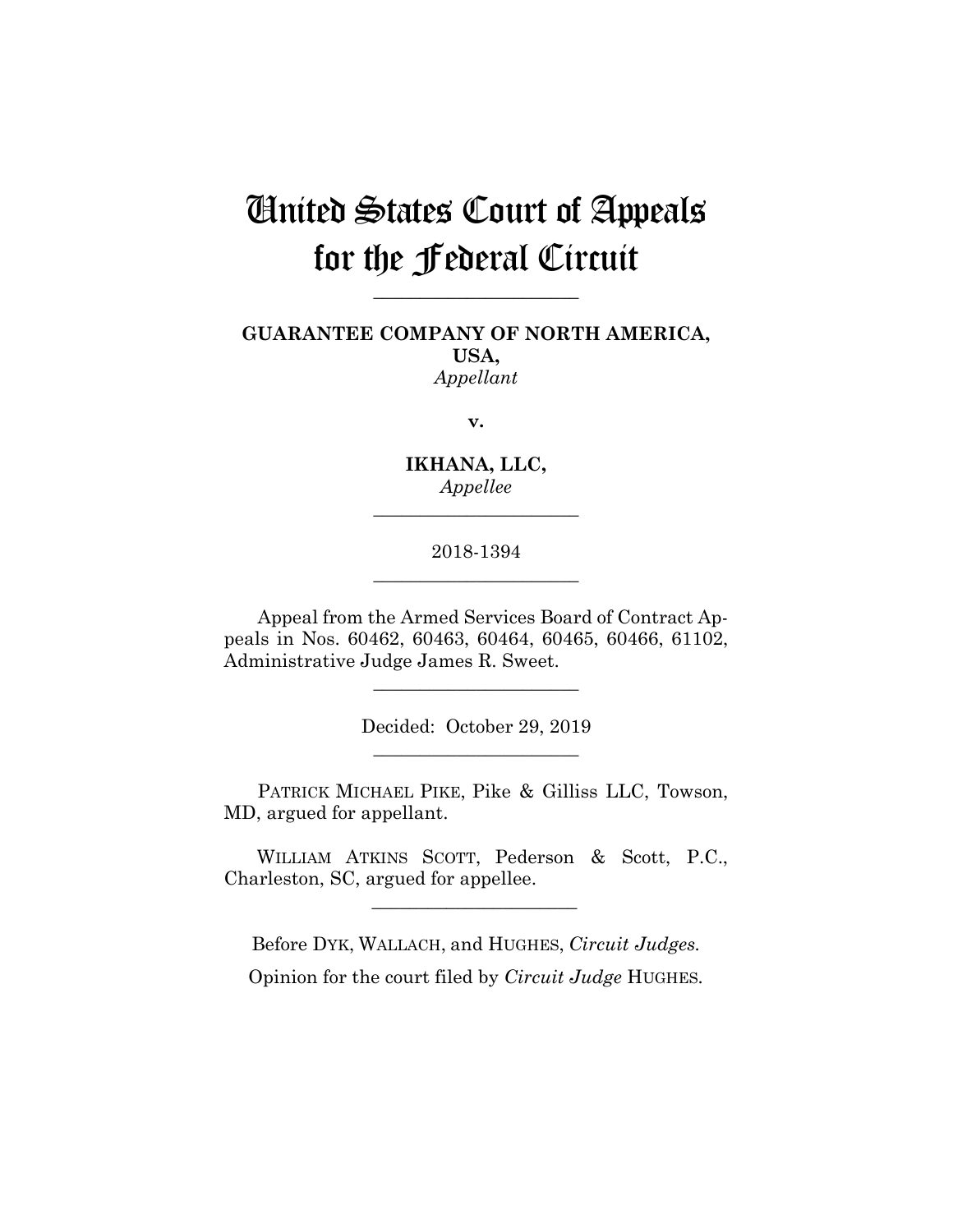# United States Court of Appeals for the Federal Circuit

---

**GUARANTEE COMPANY OF NORTH AMERICA, USA,**
*Appellant*

**v.**

**IKHANA, LLC,**
*Appellee*

---

2018-1394

---

Appeal from the Armed Services Board of Contract Appeals in Nos. 60462, 60463, 60464, 60465, 60466, 61102, Administrative Judge James R. Sweet.

---

Decided: October 29, 2019

---

PATRICK MICHAEL PIKE, Pike & Gilliss LLC, Towson, MD, argued for appellant.

WILLIAM ATKINS SCOTT, Pederson & Scott, P.C., Charleston, SC, argued for appellee.

---

Before DYK, WALLACH, and HUGHES, *Circuit Judges.*

Opinion for the court filed by *Circuit Judge* HUGHES.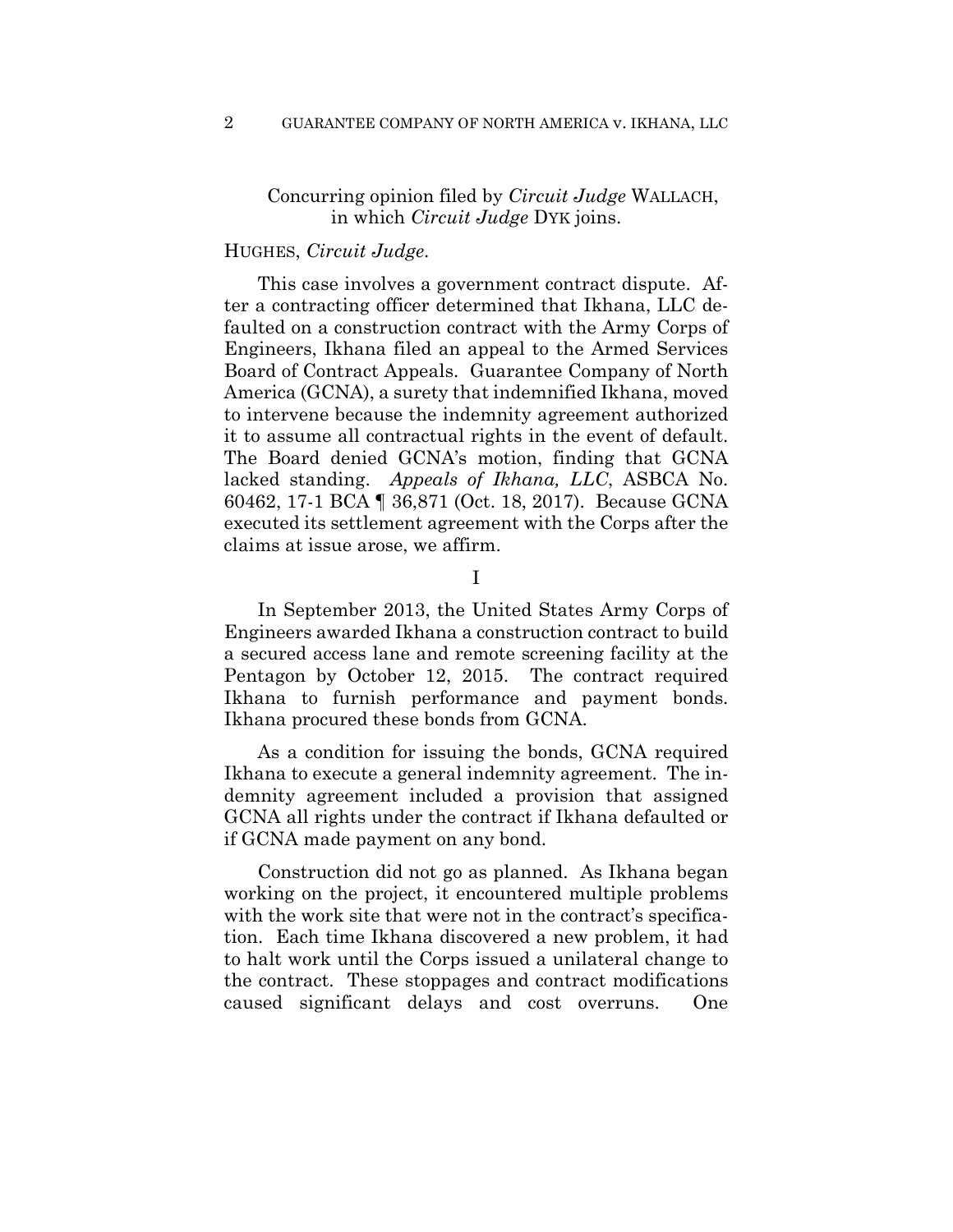Concurring opinion filed by *Circuit Judge* WALLACH, in which *Circuit Judge* DYK joins.

HUGHES, *Circuit Judge*.

This case involves a government contract dispute. After a contracting officer determined that Ikhana, LLC defaulted on a construction contract with the Army Corps of Engineers, Ikhana filed an appeal to the Armed Services Board of Contract Appeals. Guarantee Company of North America (GCNA), a surety that indemnified Ikhana, moved to intervene because the indemnity agreement authorized it to assume all contractual rights in the event of default. The Board denied GCNA's motion, finding that GCNA lacked standing. *Appeals of Ikhana, LLC*, ASBCA No. 60462, 17-1 BCA ¶ 36,871 (Oct. 18, 2017). Because GCNA executed its settlement agreement with the Corps after the claims at issue arose, we affirm.

I

In September 2013, the United States Army Corps of Engineers awarded Ikhana a construction contract to build a secured access lane and remote screening facility at the Pentagon by October 12, 2015. The contract required Ikhana to furnish performance and payment bonds. Ikhana procured these bonds from GCNA.

As a condition for issuing the bonds, GCNA required Ikhana to execute a general indemnity agreement. The indemnity agreement included a provision that assigned GCNA all rights under the contract if Ikhana defaulted or if GCNA made payment on any bond.

Construction did not go as planned. As Ikhana began working on the project, it encountered multiple problems with the work site that were not in the contract's specification. Each time Ikhana discovered a new problem, it had to halt work until the Corps issued a unilateral change to the contract. These stoppages and contract modifications caused significant delays and cost overruns. One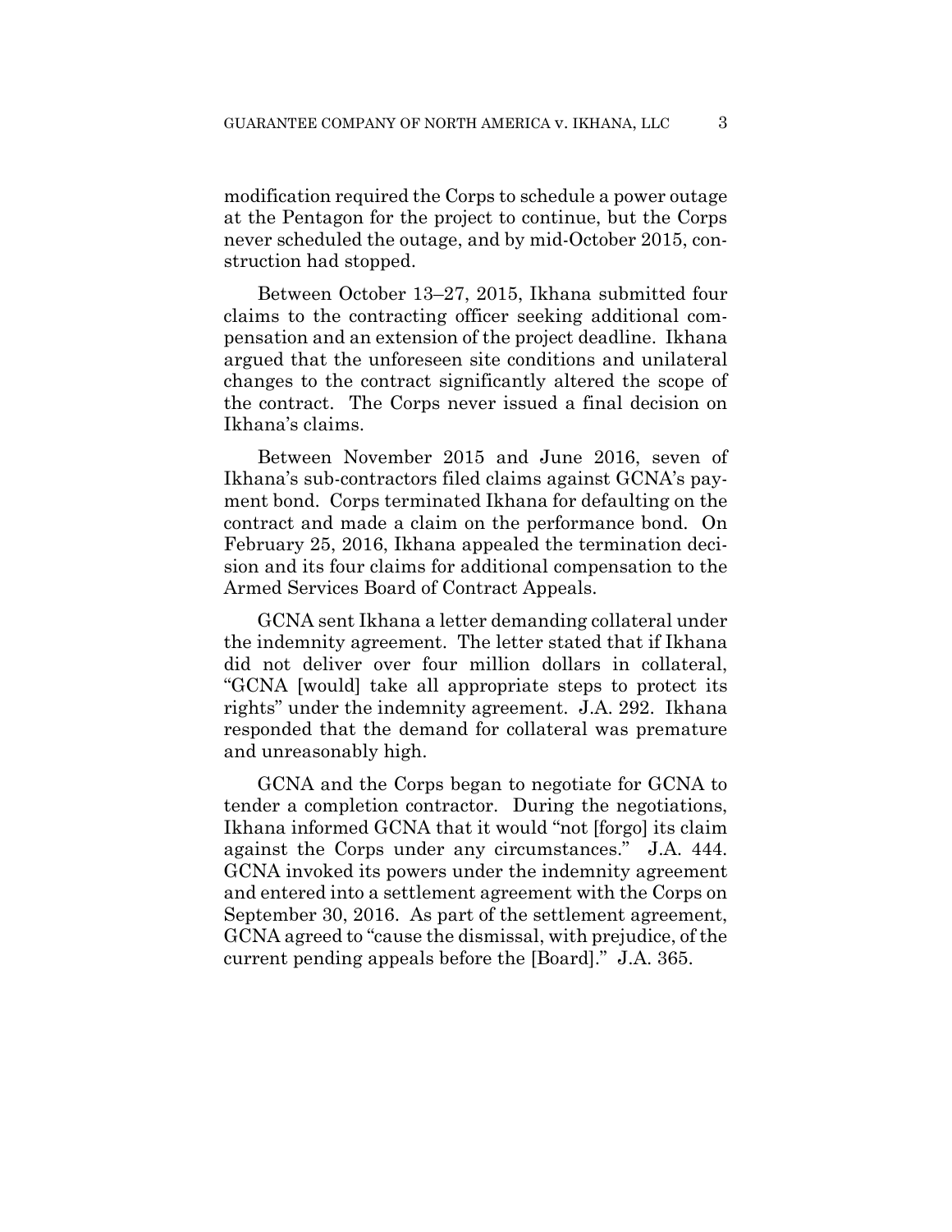modification required the Corps to schedule a power outage at the Pentagon for the project to continue, but the Corps never scheduled the outage, and by mid-October 2015, construction had stopped.

Between October 13–27, 2015, Ikhana submitted four claims to the contracting officer seeking additional compensation and an extension of the project deadline. Ikhana argued that the unforeseen site conditions and unilateral changes to the contract significantly altered the scope of the contract. The Corps never issued a final decision on Ikhana's claims.

Between November 2015 and June 2016, seven of Ikhana's sub-contractors filed claims against GCNA's payment bond. Corps terminated Ikhana for defaulting on the contract and made a claim on the performance bond. On February 25, 2016, Ikhana appealed the termination decision and its four claims for additional compensation to the Armed Services Board of Contract Appeals.

GCNA sent Ikhana a letter demanding collateral under the indemnity agreement. The letter stated that if Ikhana did not deliver over four million dollars in collateral, "GCNA [would] take all appropriate steps to protect its rights" under the indemnity agreement. J.A. 292. Ikhana responded that the demand for collateral was premature and unreasonably high.

GCNA and the Corps began to negotiate for GCNA to tender a completion contractor. During the negotiations, Ikhana informed GCNA that it would "not [forgo] its claim against the Corps under any circumstances." J.A. 444. GCNA invoked its powers under the indemnity agreement and entered into a settlement agreement with the Corps on September 30, 2016. As part of the settlement agreement, GCNA agreed to "cause the dismissal, with prejudice, of the current pending appeals before the [Board]." J.A. 365.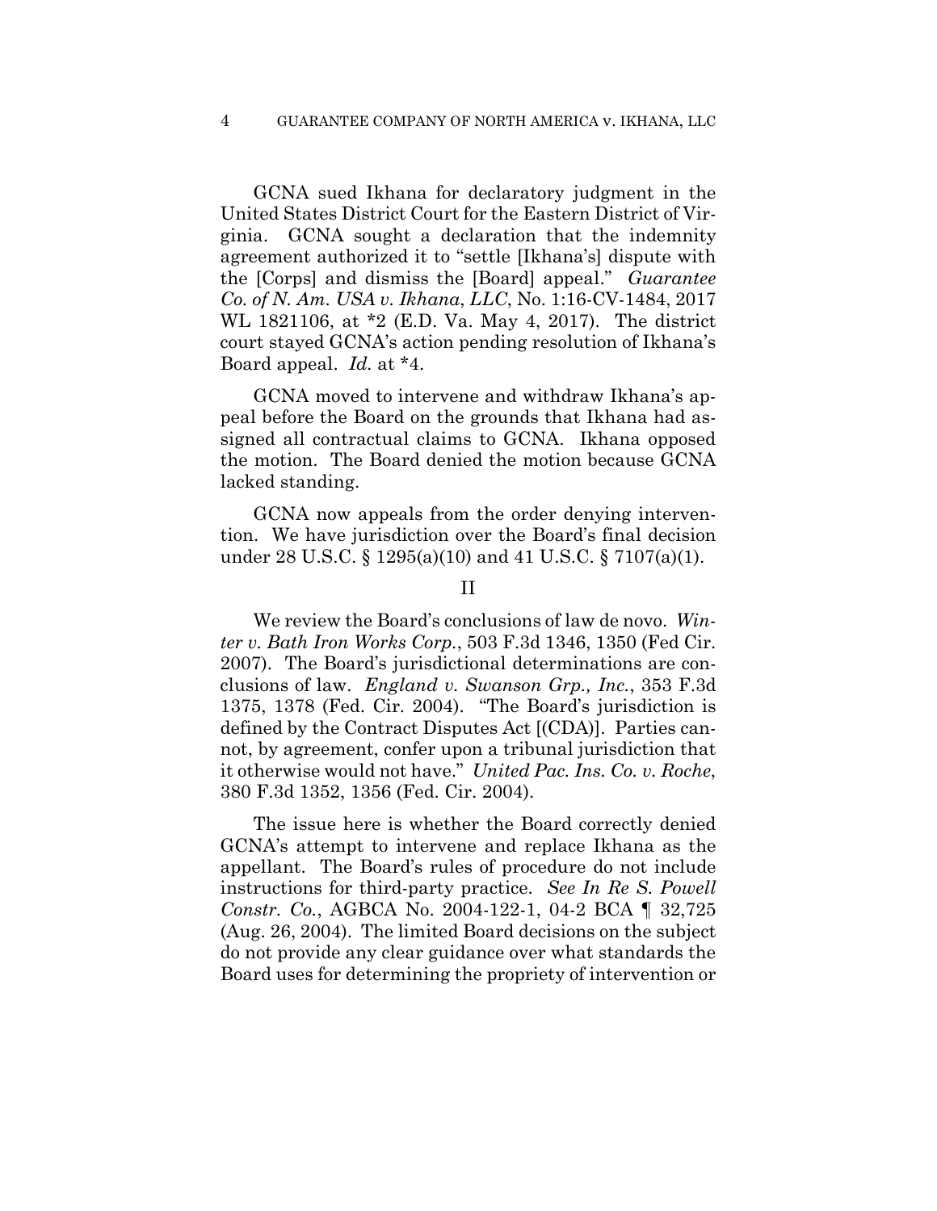GCNA sued Ikhana for declaratory judgment in the United States District Court for the Eastern District of Virginia. GCNA sought a declaration that the indemnity agreement authorized it to "settle [Ikhana's] dispute with the [Corps] and dismiss the [Board] appeal." *Guarantee Co. of N. Am. USA v. Ikhana, LLC*, No. 1:16-CV-1484, 2017 WL 1821106, at *2 (E.D. Va. May 4, 2017). The district court stayed GCNA's action pending resolution of Ikhana's Board appeal. *Id.* at *4.

GCNA moved to intervene and withdraw Ikhana's appeal before the Board on the grounds that Ikhana had assigned all contractual claims to GCNA. Ikhana opposed the motion. The Board denied the motion because GCNA lacked standing.

GCNA now appeals from the order denying intervention. We have jurisdiction over the Board's final decision under 28 U.S.C. § 1295(a)(10) and 41 U.S.C. § 7107(a)(1).

## II

We review the Board's conclusions of law de novo. *Winter v. Bath Iron Works Corp.*, 503 F.3d 1346, 1350 (Fed Cir. 2007). The Board's jurisdictional determinations are conclusions of law. *England v. Swanson Grp., Inc.*, 353 F.3d 1375, 1378 (Fed. Cir. 2004). "The Board's jurisdiction is defined by the Contract Disputes Act [(CDA)]. Parties cannot, by agreement, confer upon a tribunal jurisdiction that it otherwise would not have." *United Pac. Ins. Co. v. Roche*, 380 F.3d 1352, 1356 (Fed. Cir. 2004).

The issue here is whether the Board correctly denied GCNA's attempt to intervene and replace Ikhana as the appellant. The Board's rules of procedure do not include instructions for third-party practice. *See In Re S. Powell Constr. Co.*, AGBCA No. 2004-122-1, 04-2 BCA ¶ 32,725 (Aug. 26, 2004). The limited Board decisions on the subject do not provide any clear guidance over what standards the Board uses for determining the propriety of intervention or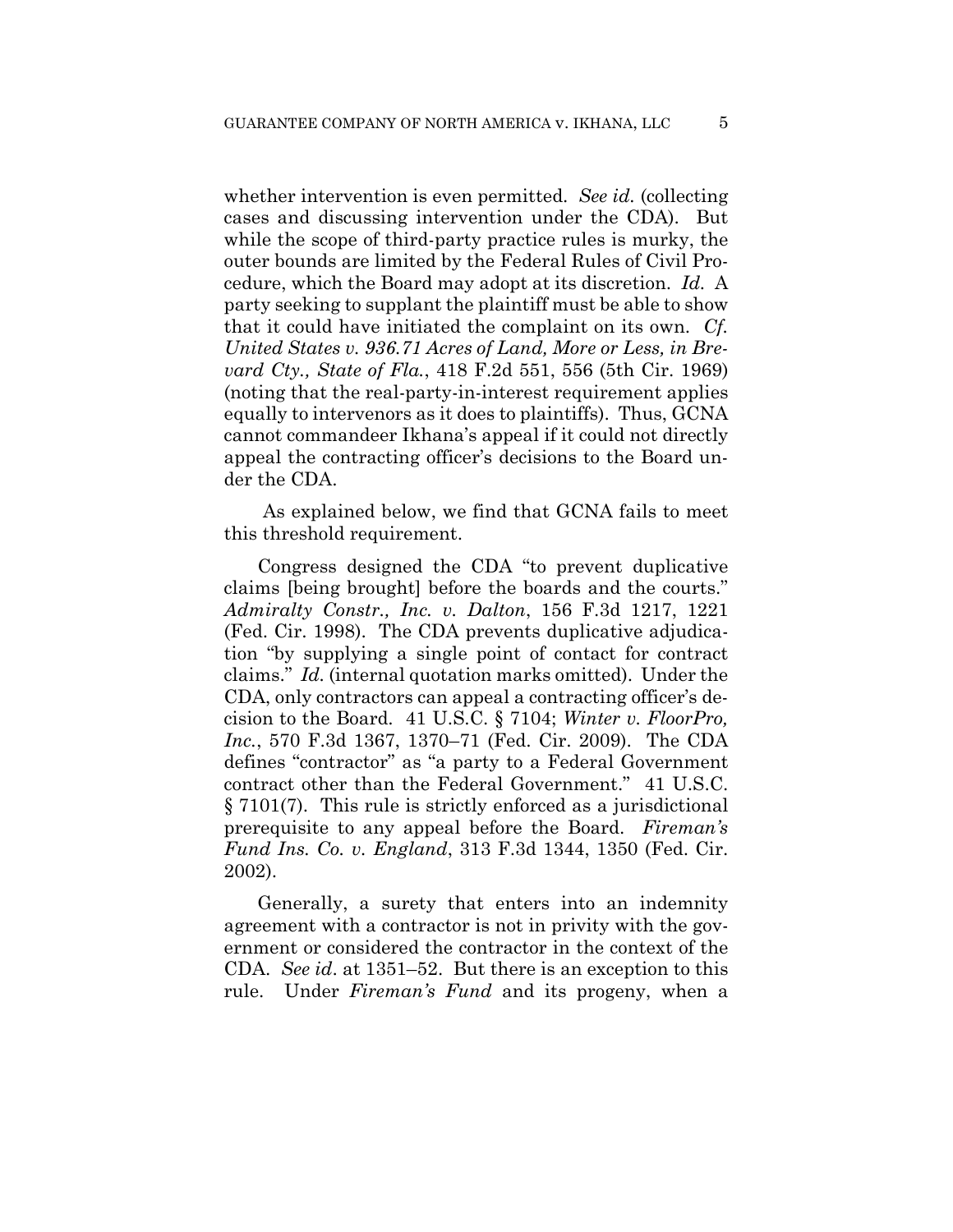whether intervention is even permitted. *See id.* (collecting cases and discussing intervention under the CDA). But while the scope of third-party practice rules is murky, the outer bounds are limited by the Federal Rules of Civil Procedure, which the Board may adopt at its discretion. *Id.* A party seeking to supplant the plaintiff must be able to show that it could have initiated the complaint on its own. *Cf. United States v. 936.71 Acres of Land, More or Less, in Brevard Cty., State of Fla.*, 418 F.2d 551, 556 (5th Cir. 1969) (noting that the real-party-in-interest requirement applies equally to intervenors as it does to plaintiffs). Thus, GCNA cannot commandeer Ikhana's appeal if it could not directly appeal the contracting officer's decisions to the Board under the CDA.

As explained below, we find that GCNA fails to meet this threshold requirement.

Congress designed the CDA "to prevent duplicative claims [being brought] before the boards and the courts." *Admiralty Constr., Inc. v. Dalton*, 156 F.3d 1217, 1221 (Fed. Cir. 1998). The CDA prevents duplicative adjudication "by supplying a single point of contact for contract claims." *Id.* (internal quotation marks omitted). Under the CDA, only contractors can appeal a contracting officer's decision to the Board. 41 U.S.C. § 7104; *Winter v. FloorPro, Inc.*, 570 F.3d 1367, 1370–71 (Fed. Cir. 2009). The CDA defines "contractor" as "a party to a Federal Government contract other than the Federal Government." 41 U.S.C. § 7101(7). This rule is strictly enforced as a jurisdictional prerequisite to any appeal before the Board. *Fireman's Fund Ins. Co. v. England*, 313 F.3d 1344, 1350 (Fed. Cir. 2002).

Generally, a surety that enters into an indemnity agreement with a contractor is not in privity with the government or considered the contractor in the context of the CDA. *See id.* at 1351–52. But there is an exception to this rule. Under *Fireman's Fund* and its progeny, when a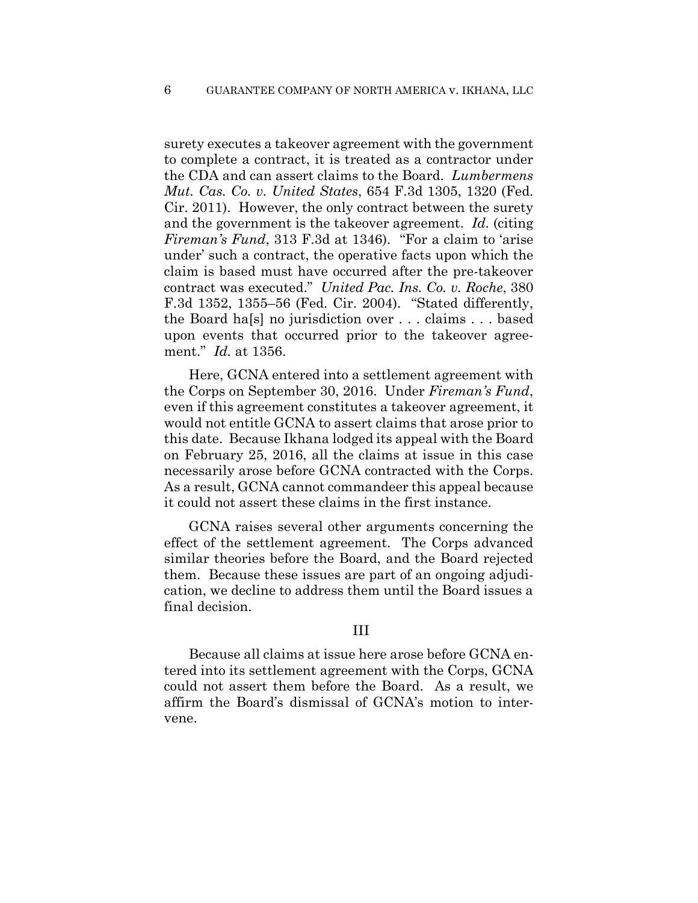surety executes a takeover agreement with the government to complete a contract, it is treated as a contractor under the CDA and can assert claims to the Board. *Lumbermens Mut. Cas. Co. v. United States*, 654 F.3d 1305, 1320 (Fed. Cir. 2011). However, the only contract between the surety and the government is the takeover agreement. *Id.* (citing *Fireman's Fund*, 313 F.3d at 1346). "For a claim to 'arise under' such a contract, the operative facts upon which the claim is based must have occurred after the pre-takeover contract was executed." *United Pac. Ins. Co. v. Roche*, 380 F.3d 1352, 1355–56 (Fed. Cir. 2004). "Stated differently, the Board ha[s] no jurisdiction over . . . claims . . . based upon events that occurred prior to the takeover agreement." *Id.* at 1356.

Here, GCNA entered into a settlement agreement with the Corps on September 30, 2016. Under *Fireman's Fund*, even if this agreement constitutes a takeover agreement, it would not entitle GCNA to assert claims that arose prior to this date. Because Ikhana lodged its appeal with the Board on February 25, 2016, all the claims at issue in this case necessarily arose before GCNA contracted with the Corps. As a result, GCNA cannot commandeer this appeal because it could not assert these claims in the first instance.

GCNA raises several other arguments concerning the effect of the settlement agreement. The Corps advanced similar theories before the Board, and the Board rejected them. Because these issues are part of an ongoing adjudication, we decline to address them until the Board issues a final decision.

## III

Because all claims at issue here arose before GCNA entered into its settlement agreement with the Corps, GCNA could not assert them before the Board. As a result, we affirm the Board's dismissal of GCNA's motion to intervene.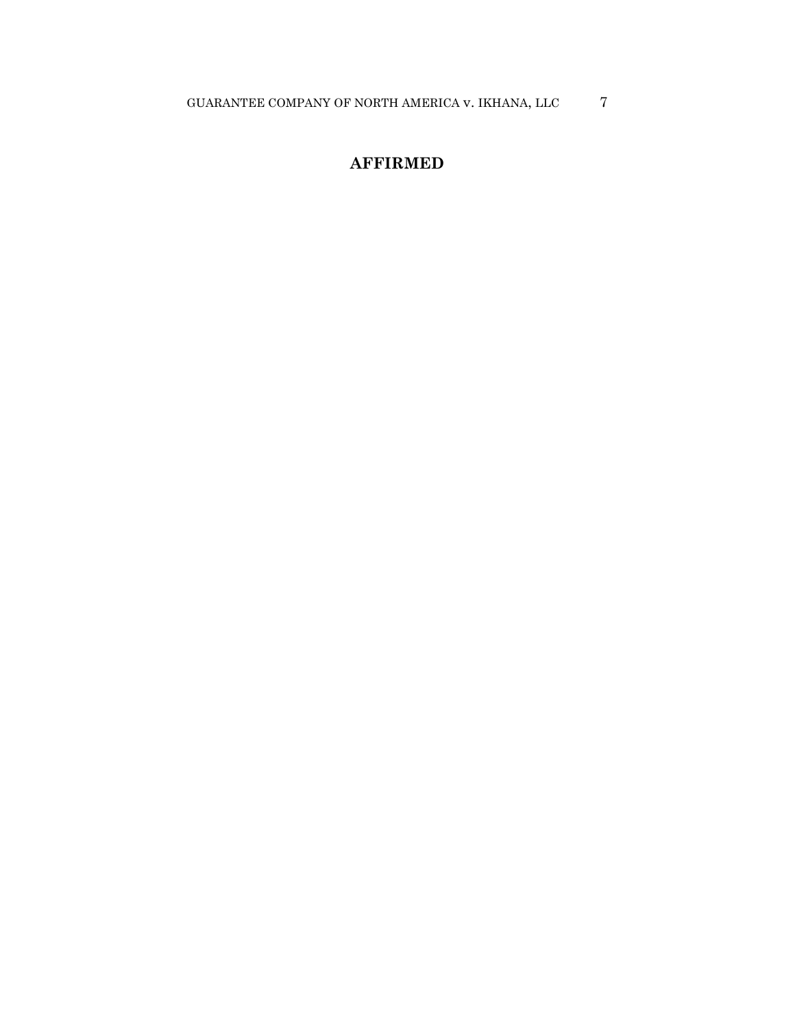**AFFIRMED**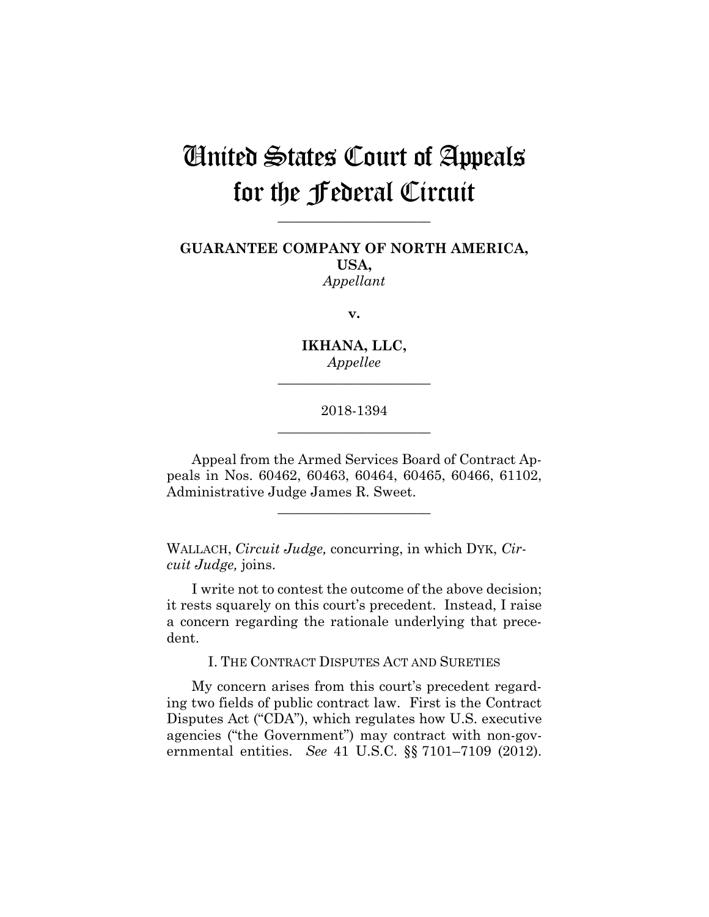# United States Court of Appeals for the Federal Circuit

______________________

**GUARANTEE COMPANY OF NORTH AMERICA, USA,**
*Appellant*

**v.**

**IKHANA, LLC,**
*Appellee*

______________________

2018-1394

______________________

Appeal from the Armed Services Board of Contract Appeals in Nos. 60462, 60463, 60464, 60465, 60466, 61102, Administrative Judge James R. Sweet.

______________________

WALLACH, *Circuit Judge,* concurring, in which DYK, *Circuit Judge,* joins.

I write not to contest the outcome of the above decision; it rests squarely on this court's precedent. Instead, I raise a concern regarding the rationale underlying that precedent.

I. THE CONTRACT DISPUTES ACT AND SURETIES

My concern arises from this court's precedent regarding two fields of public contract law. First is the Contract Disputes Act ("CDA"), which regulates how U.S. executive agencies ("the Government") may contract with non-governmental entities. *See* 41 U.S.C. §§ 7101–7109 (2012).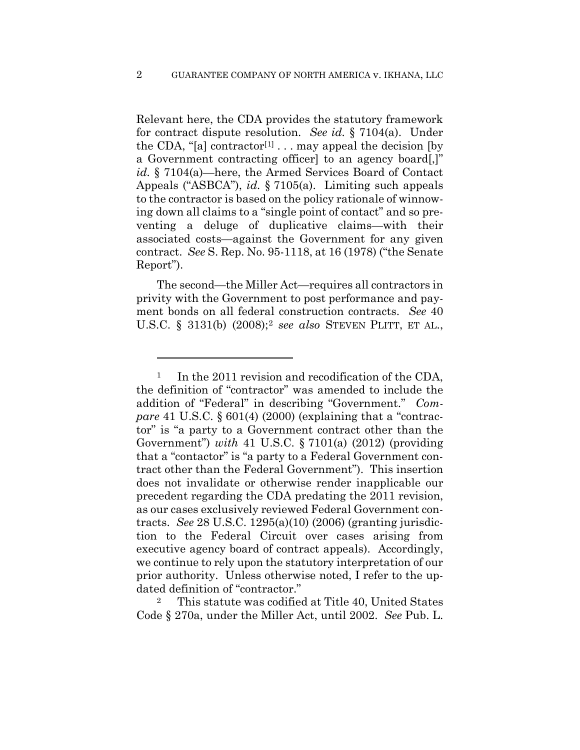Relevant here, the CDA provides the statutory framework for contract dispute resolution. *See id.* § 7104(a). Under the CDA, "[a] contractor[1] . . . may appeal the decision [by a Government contracting officer] to an agency board[,]" *id.* § 7104(a)—here, the Armed Services Board of Contact Appeals ("ASBCA"), *id.* § 7105(a). Limiting such appeals to the contractor is based on the policy rationale of winnowing down all claims to a "single point of contact" and so preventing a deluge of duplicative claims—with their associated costs—against the Government for any given contract. *See* S. Rep. No. 95-1118, at 16 (1978) ("the Senate Report").

The second—the Miller Act—requires all contractors in privity with the Government to post performance and payment bonds on all federal construction contracts. *See* 40 U.S.C. § 3131(b) (2008);[2] *see also* STEVEN PLITT, ET AL.,

---

[1] In the 2011 revision and recodification of the CDA, the definition of "contractor" was amended to include the addition of "Federal" in describing "Government." *Compare* 41 U.S.C. § 601(4) (2000) (explaining that a "contractor" is "a party to a Government contract other than the Government") *with* 41 U.S.C. § 7101(a) (2012) (providing that a "contactor" is "a party to a Federal Government contract other than the Federal Government"). This insertion does not invalidate or otherwise render inapplicable our precedent regarding the CDA predating the 2011 revision, as our cases exclusively reviewed Federal Government contracts. *See* 28 U.S.C. 1295(a)(10) (2006) (granting jurisdiction to the Federal Circuit over cases arising from executive agency board of contract appeals). Accordingly, we continue to rely upon the statutory interpretation of our prior authority. Unless otherwise noted, I refer to the updated definition of "contractor."

[2] This statute was codified at Title 40, United States Code § 270a, under the Miller Act, until 2002. *See* Pub. L.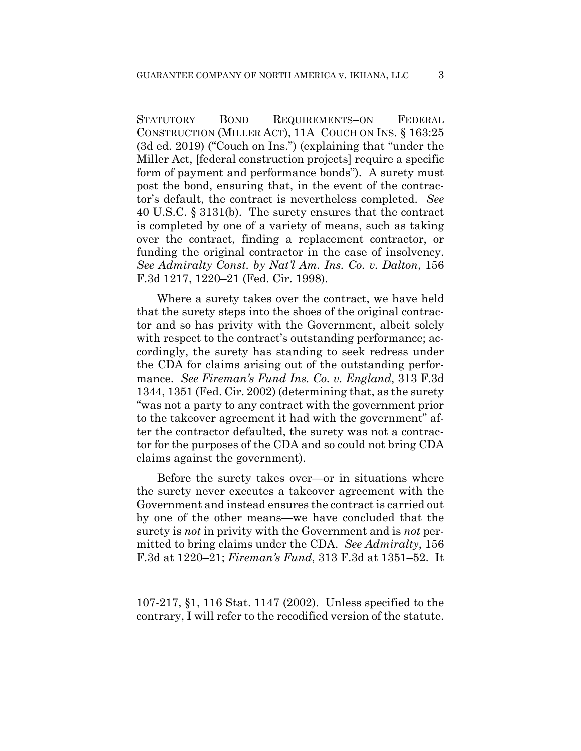STATUTORY BOND REQUIREMENTS–ON FEDERAL CONSTRUCTION (MILLER ACT), 11A COUCH ON INS. § 163:25 (3d ed. 2019) ("Couch on Ins.") (explaining that "under the Miller Act, [federal construction projects] require a specific form of payment and performance bonds"). A surety must post the bond, ensuring that, in the event of the contractor's default, the contract is nevertheless completed. *See* 40 U.S.C. § 3131(b). The surety ensures that the contract is completed by one of a variety of means, such as taking over the contract, finding a replacement contractor, or funding the original contractor in the case of insolvency. *See Admiralty Const. by Nat'l Am. Ins. Co. v. Dalton*, 156 F.3d 1217, 1220–21 (Fed. Cir. 1998).

Where a surety takes over the contract, we have held that the surety steps into the shoes of the original contractor and so has privity with the Government, albeit solely with respect to the contract's outstanding performance; accordingly, the surety has standing to seek redress under the CDA for claims arising out of the outstanding performance. *See Fireman's Fund Ins. Co. v. England*, 313 F.3d 1344, 1351 (Fed. Cir. 2002) (determining that, as the surety "was not a party to any contract with the government prior to the takeover agreement it had with the government" after the contractor defaulted, the surety was not a contractor for the purposes of the CDA and so could not bring CDA claims against the government).

Before the surety takes over—or in situations where the surety never executes a takeover agreement with the Government and instead ensures the contract is carried out by one of the other means—we have concluded that the surety is *not* in privity with the Government and is *not* permitted to bring claims under the CDA. *See Admiralty*, 156 F.3d at 1220–21; *Fireman's Fund*, 313 F.3d at 1351–52. It

107-217, §1, 116 Stat. 1147 (2002). Unless specified to the contrary, I will refer to the recodified version of the statute.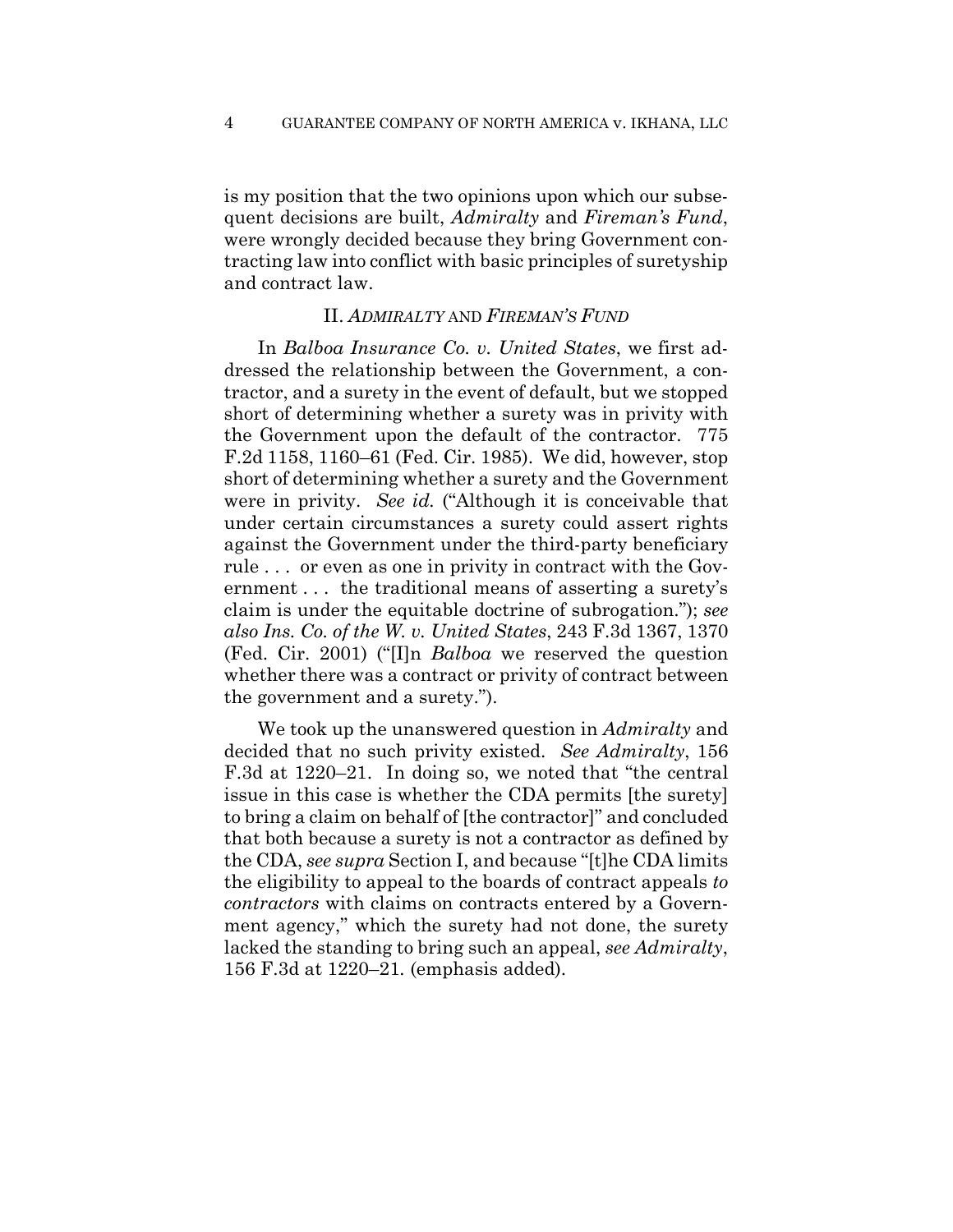is my position that the two opinions upon which our subsequent decisions are built, *Admiralty* and *Fireman's Fund*, were wrongly decided because they bring Government contracting law into conflict with basic principles of suretyship and contract law.

## II. *ADMIRALTY* AND *FIREMAN'S FUND*

In *Balboa Insurance Co. v. United States*, we first addressed the relationship between the Government, a contractor, and a surety in the event of default, but we stopped short of determining whether a surety was in privity with the Government upon the default of the contractor. 775 F.2d 1158, 1160–61 (Fed. Cir. 1985). We did, however, stop short of determining whether a surety and the Government were in privity. *See id.* ("Although it is conceivable that under certain circumstances a surety could assert rights against the Government under the third-party beneficiary rule . . . or even as one in privity in contract with the Government . . . the traditional means of asserting a surety's claim is under the equitable doctrine of subrogation."); *see also Ins. Co. of the W. v. United States*, 243 F.3d 1367, 1370 (Fed. Cir. 2001) ("[I]n *Balboa* we reserved the question whether there was a contract or privity of contract between the government and a surety.").

We took up the unanswered question in *Admiralty* and decided that no such privity existed. *See Admiralty*, 156 F.3d at 1220–21. In doing so, we noted that "the central issue in this case is whether the CDA permits [the surety] to bring a claim on behalf of [the contractor]" and concluded that both because a surety is not a contractor as defined by the CDA, *see supra* Section I, and because "[t]he CDA limits the eligibility to appeal to the boards of contract appeals *to contractors* with claims on contracts entered by a Government agency," which the surety had not done, the surety lacked the standing to bring such an appeal, *see Admiralty*, 156 F.3d at 1220–21. (emphasis added).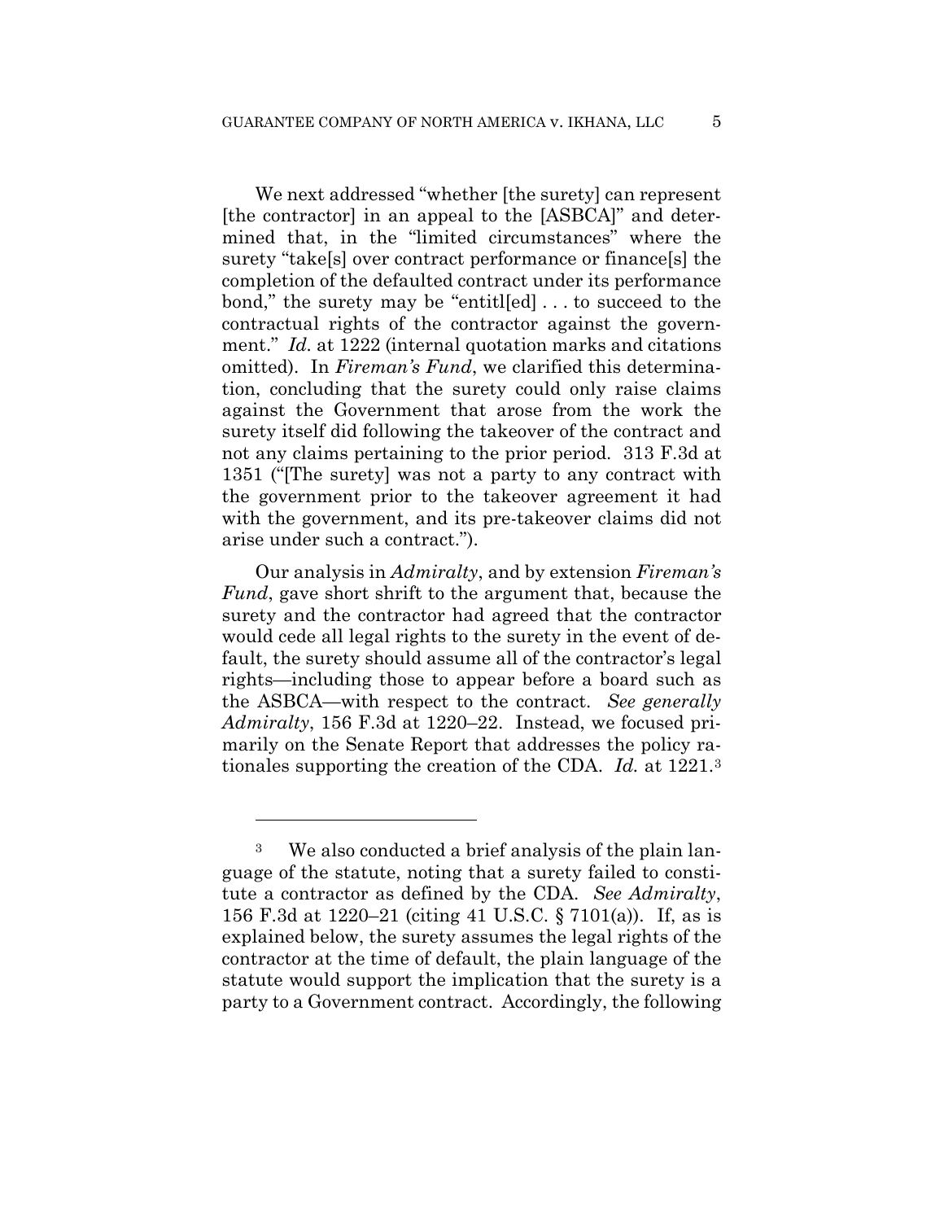We next addressed "whether [the surety] can represent [the contractor] in an appeal to the [ASBCA]" and determined that, in the "limited circumstances" where the surety "take[s] over contract performance or finance[s] the completion of the defaulted contract under its performance bond," the surety may be "entitl[ed] . . . to succeed to the contractual rights of the contractor against the government." *Id.* at 1222 (internal quotation marks and citations omitted). In *Fireman's Fund*, we clarified this determination, concluding that the surety could only raise claims against the Government that arose from the work the surety itself did following the takeover of the contract and not any claims pertaining to the prior period. 313 F.3d at 1351 ("[The surety] was not a party to any contract with the government prior to the takeover agreement it had with the government, and its pre-takeover claims did not arise under such a contract.").

Our analysis in *Admiralty*, and by extension *Fireman's Fund*, gave short shrift to the argument that, because the surety and the contractor had agreed that the contractor would cede all legal rights to the surety in the event of default, the surety should assume all of the contractor's legal rights—including those to appear before a board such as the ASBCA—with respect to the contract. *See generally Admiralty*, 156 F.3d at 1220–22. Instead, we focused primarily on the Senate Report that addresses the policy rationales supporting the creation of the CDA. *Id.* at 1221.[3]

[3] We also conducted a brief analysis of the plain language of the statute, noting that a surety failed to constitute a contractor as defined by the CDA. *See Admiralty*, 156 F.3d at 1220–21 (citing 41 U.S.C. § 7101(a)). If, as is explained below, the surety assumes the legal rights of the contractor at the time of default, the plain language of the statute would support the implication that the surety is a party to a Government contract. Accordingly, the following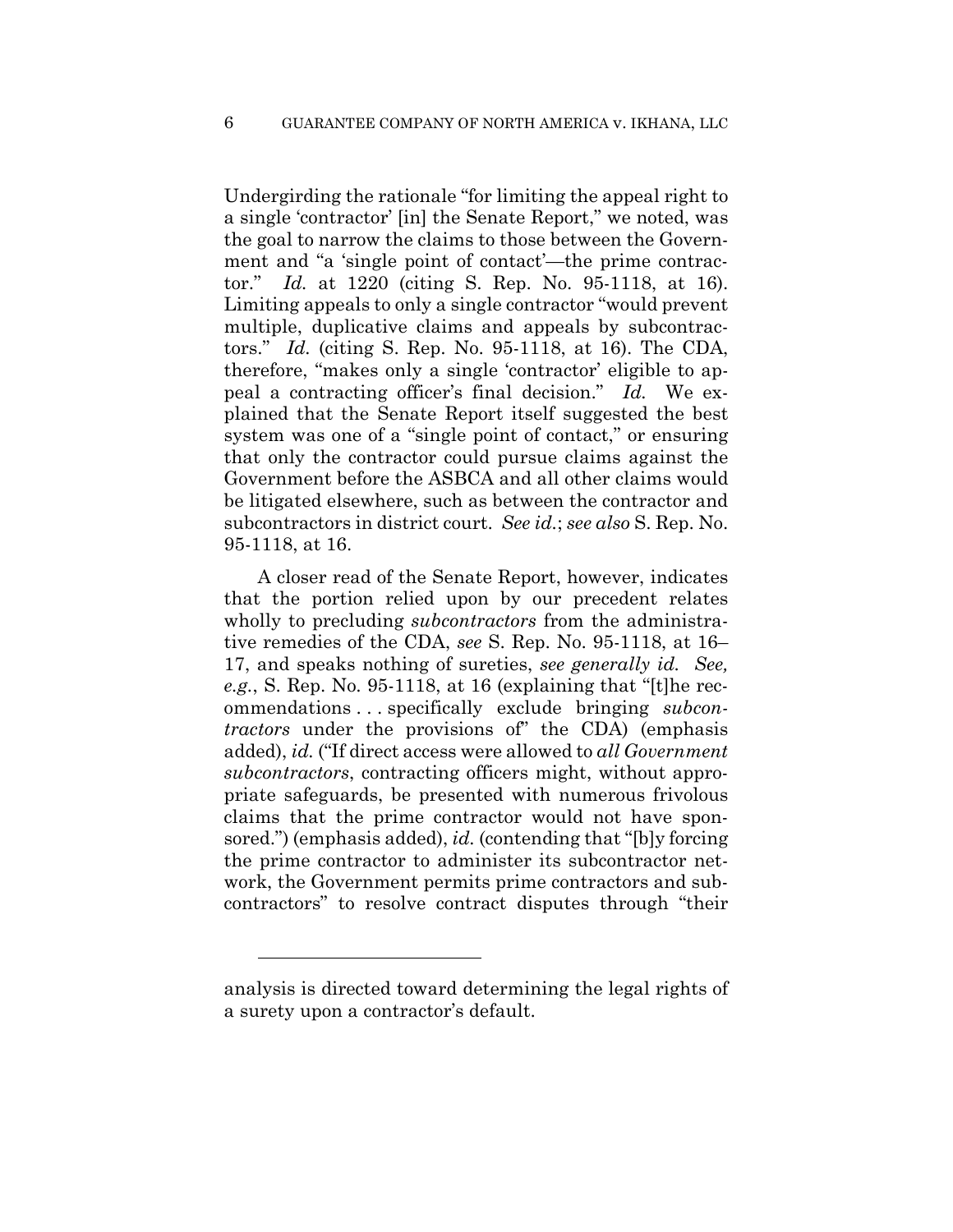Undergirding the rationale "for limiting the appeal right to a single 'contractor' [in] the Senate Report," we noted, was the goal to narrow the claims to those between the Government and "a 'single point of contact'—the prime contractor." *Id.* at 1220 (citing S. Rep. No. 95-1118, at 16). Limiting appeals to only a single contractor "would prevent multiple, duplicative claims and appeals by subcontractors." *Id.* (citing S. Rep. No. 95-1118, at 16). The CDA, therefore, "makes only a single 'contractor' eligible to appeal a contracting officer's final decision." *Id.* We explained that the Senate Report itself suggested the best system was one of a "single point of contact," or ensuring that only the contractor could pursue claims against the Government before the ASBCA and all other claims would be litigated elsewhere, such as between the contractor and subcontractors in district court. *See id.*; *see also* S. Rep. No. 95-1118, at 16.

A closer read of the Senate Report, however, indicates that the portion relied upon by our precedent relates wholly to precluding *subcontractors* from the administrative remedies of the CDA, *see* S. Rep. No. 95-1118, at 16–17, and speaks nothing of sureties, *see generally id. See, e.g.*, S. Rep. No. 95-1118, at 16 (explaining that "[t]he recommendations . . . specifically exclude bringing *subcontractors* under the provisions of" the CDA) (emphasis added), *id.* ("If direct access were allowed to *all Government subcontractors*, contracting officers might, without appropriate safeguards, be presented with numerous frivolous claims that the prime contractor would not have sponsored.") (emphasis added), *id.* (contending that "[b]y forcing the prime contractor to administer its subcontractor network, the Government permits prime contractors and subcontractors" to resolve contract disputes through "their

---

analysis is directed toward determining the legal rights of a surety upon a contractor's default.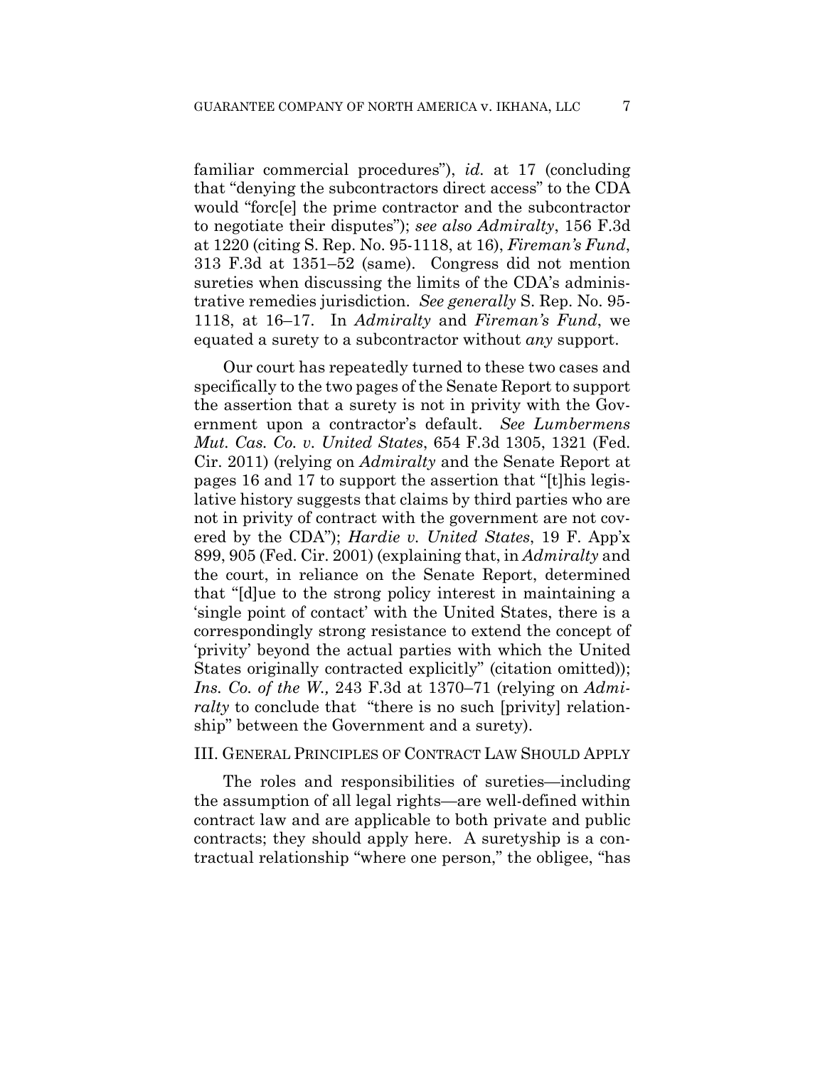familiar commercial procedures"), *id.* at 17 (concluding that "denying the subcontractors direct access" to the CDA would "forc[e] the prime contractor and the subcontractor to negotiate their disputes"); *see also Admiralty*, 156 F.3d at 1220 (citing S. Rep. No. 95-1118, at 16), *Fireman's Fund*, 313 F.3d at 1351–52 (same). Congress did not mention sureties when discussing the limits of the CDA's administrative remedies jurisdiction. *See generally* S. Rep. No. 95-1118, at 16–17. In *Admiralty* and *Fireman's Fund*, we equated a surety to a subcontractor without *any* support.

Our court has repeatedly turned to these two cases and specifically to the two pages of the Senate Report to support the assertion that a surety is not in privity with the Government upon a contractor's default. *See Lumbermens Mut. Cas. Co. v. United States*, 654 F.3d 1305, 1321 (Fed. Cir. 2011) (relying on *Admiralty* and the Senate Report at pages 16 and 17 to support the assertion that "[t]his legislative history suggests that claims by third parties who are not in privity of contract with the government are not covered by the CDA"); *Hardie v. United States*, 19 F. App'x 899, 905 (Fed. Cir. 2001) (explaining that, in *Admiralty* and the court, in reliance on the Senate Report, determined that "[d]ue to the strong policy interest in maintaining a 'single point of contact' with the United States, there is a correspondingly strong resistance to extend the concept of 'privity' beyond the actual parties with which the United States originally contracted explicitly" (citation omitted)); *Ins. Co. of the W.*, 243 F.3d at 1370–71 (relying on *Admiralty* to conclude that "there is no such [privity] relationship" between the Government and a surety).

## III. General Principles of Contract Law Should Apply

The roles and responsibilities of sureties—including the assumption of all legal rights—are well-defined within contract law and are applicable to both private and public contracts; they should apply here. A suretyship is a contractual relationship "where one person," the obligee, "has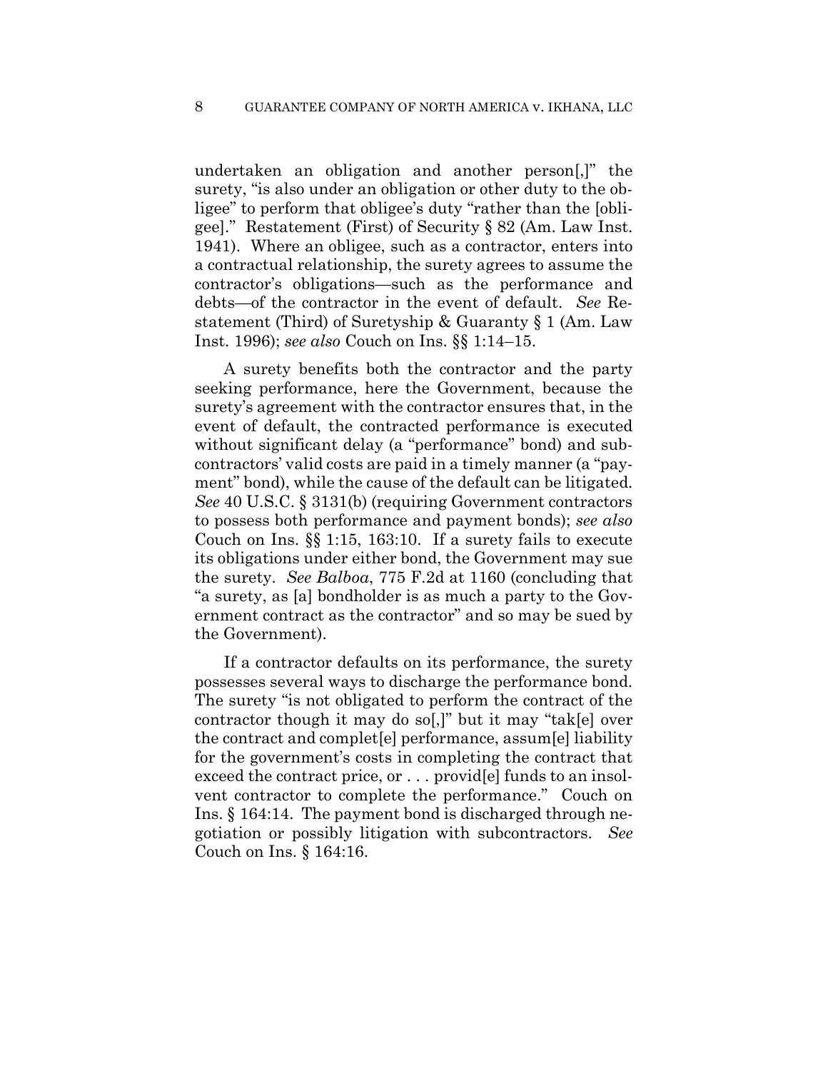undertaken an obligation and another person[,]" the surety, "is also under an obligation or other duty to the obligee" to perform that obligee's duty "rather than the [obligee]." Restatement (First) of Security § 82 (Am. Law Inst. 1941). Where an obligee, such as a contractor, enters into a contractual relationship, the surety agrees to assume the contractor's obligations—such as the performance and debts—of the contractor in the event of default. *See* Restatement (Third) of Suretyship & Guaranty § 1 (Am. Law Inst. 1996); *see also* Couch on Ins. §§ 1:14–15.

A surety benefits both the contractor and the party seeking performance, here the Government, because the surety's agreement with the contractor ensures that, in the event of default, the contracted performance is executed without significant delay (a "performance" bond) and subcontractors' valid costs are paid in a timely manner (a "payment" bond), while the cause of the default can be litigated. *See* 40 U.S.C. § 3131(b) (requiring Government contractors to possess both performance and payment bonds); *see also* Couch on Ins. §§ 1:15, 163:10. If a surety fails to execute its obligations under either bond, the Government may sue the surety. *See Balboa*, 775 F.2d at 1160 (concluding that "a surety, as [a] bondholder is as much a party to the Government contract as the contractor" and so may be sued by the Government).

If a contractor defaults on its performance, the surety possesses several ways to discharge the performance bond. The surety "is not obligated to perform the contract of the contractor though it may do so[,]" but it may "tak[e] over the contract and complet[e] performance, assum[e] liability for the government's costs in completing the contract that exceed the contract price, or . . . provid[e] funds to an insolvent contractor to complete the performance." Couch on Ins. § 164:14. The payment bond is discharged through negotiation or possibly litigation with subcontractors. *See* Couch on Ins. § 164:16.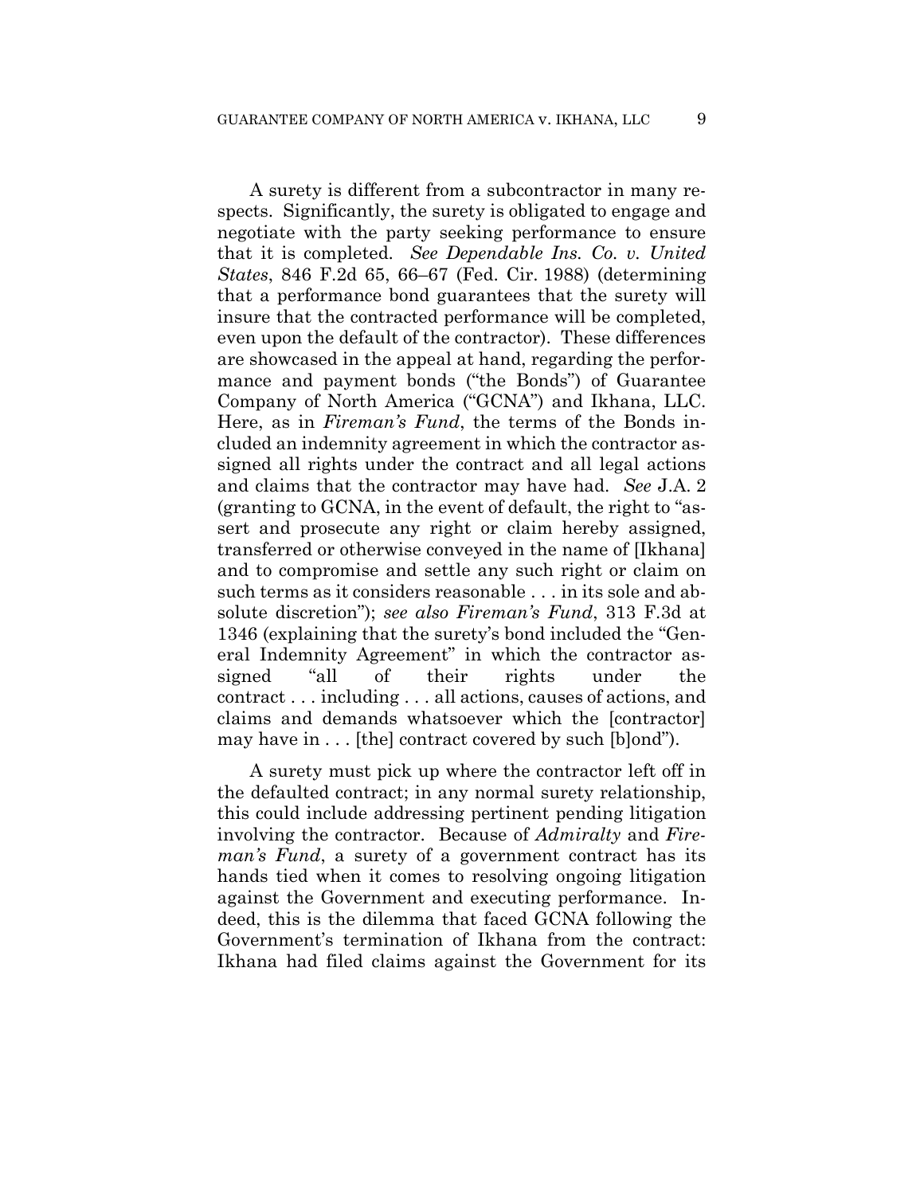A surety is different from a subcontractor in many respects. Significantly, the surety is obligated to engage and negotiate with the party seeking performance to ensure that it is completed. *See Dependable Ins. Co. v. United States*, 846 F.2d 65, 66–67 (Fed. Cir. 1988) (determining that a performance bond guarantees that the surety will insure that the contracted performance will be completed, even upon the default of the contractor). These differences are showcased in the appeal at hand, regarding the performance and payment bonds ("the Bonds") of Guarantee Company of North America ("GCNA") and Ikhana, LLC. Here, as in *Fireman's Fund*, the terms of the Bonds included an indemnity agreement in which the contractor assigned all rights under the contract and all legal actions and claims that the contractor may have had. *See* J.A. 2 (granting to GCNA, in the event of default, the right to "assert and prosecute any right or claim hereby assigned, transferred or otherwise conveyed in the name of [Ikhana] and to compromise and settle any such right or claim on such terms as it considers reasonable . . . in its sole and absolute discretion"); *see also Fireman's Fund*, 313 F.3d at 1346 (explaining that the surety's bond included the "General Indemnity Agreement" in which the contractor assigned "all of their rights under the contract . . . including . . . all actions, causes of actions, and claims and demands whatsoever which the [contractor] may have in . . . [the] contract covered by such [b]ond").

A surety must pick up where the contractor left off in the defaulted contract; in any normal surety relationship, this could include addressing pertinent pending litigation involving the contractor. Because of *Admiralty* and *Fireman's Fund*, a surety of a government contract has its hands tied when it comes to resolving ongoing litigation against the Government and executing performance. Indeed, this is the dilemma that faced GCNA following the Government's termination of Ikhana from the contract: Ikhana had filed claims against the Government for its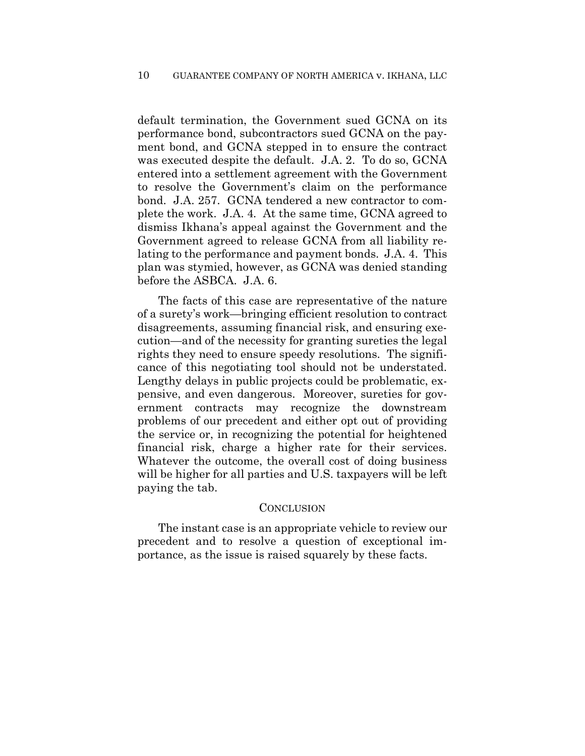default termination, the Government sued GCNA on its performance bond, subcontractors sued GCNA on the payment bond, and GCNA stepped in to ensure the contract was executed despite the default. J.A. 2. To do so, GCNA entered into a settlement agreement with the Government to resolve the Government's claim on the performance bond. J.A. 257. GCNA tendered a new contractor to complete the work. J.A. 4. At the same time, GCNA agreed to dismiss Ikhana's appeal against the Government and the Government agreed to release GCNA from all liability relating to the performance and payment bonds. J.A. 4. This plan was stymied, however, as GCNA was denied standing before the ASBCA. J.A. 6.

The facts of this case are representative of the nature of a surety's work—bringing efficient resolution to contract disagreements, assuming financial risk, and ensuring execution—and of the necessity for granting sureties the legal rights they need to ensure speedy resolutions. The significance of this negotiating tool should not be understated. Lengthy delays in public projects could be problematic, expensive, and even dangerous. Moreover, sureties for government contracts may recognize the downstream problems of our precedent and either opt out of providing the service or, in recognizing the potential for heightened financial risk, charge a higher rate for their services. Whatever the outcome, the overall cost of doing business will be higher for all parties and U.S. taxpayers will be left paying the tab.

## CONCLUSION

The instant case is an appropriate vehicle to review our precedent and to resolve a question of exceptional importance, as the issue is raised squarely by these facts.